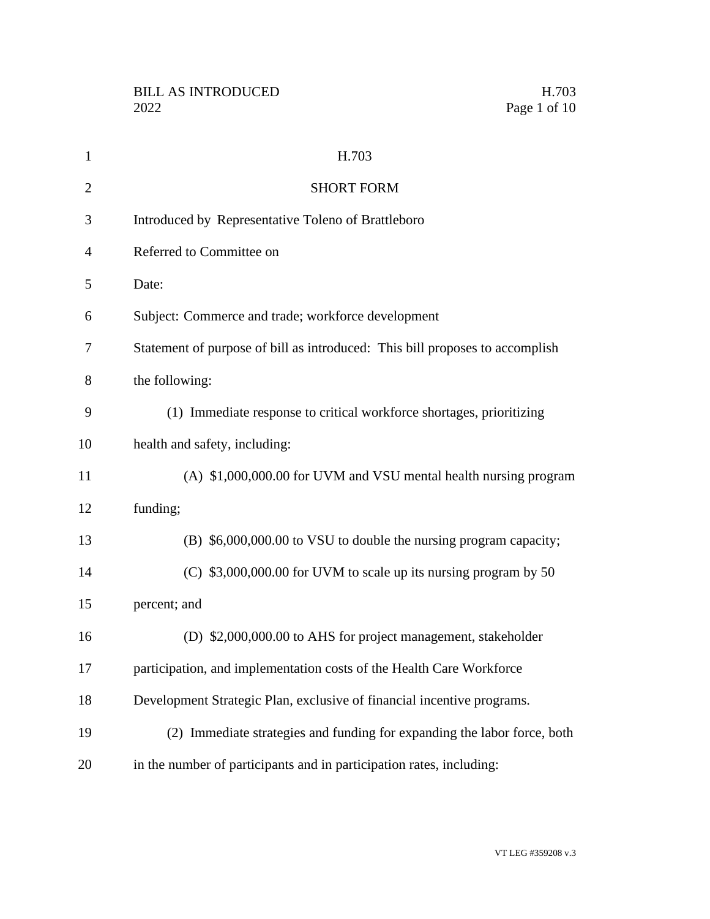H.703

SHORT FORM

Introduced by Representative Toleno of Brattleboro

Referred to Committee on

Date:

Subject: Commerce and trade; workforce development

Statement of purpose of bill as introduced: This bill proposes to accomplish the following:

(1) Immediate response to critical workforce shortages, prioritizing health and safety, including:

(A) $1,000,000.00 for UVM and VSU mental health nursing program funding;

(B) $6,000,000.00 to VSU to double the nursing program capacity;

(C) $3,000,000.00 for UVM to scale up its nursing program by 50 percent; and

(D) $2,000,000.00 to AHS for project management, stakeholder participation, and implementation costs of the Health Care Workforce Development Strategic Plan, exclusive of financial incentive programs.

(2) Immediate strategies and funding for expanding the labor force, both in the number of participants and in participation rates, including: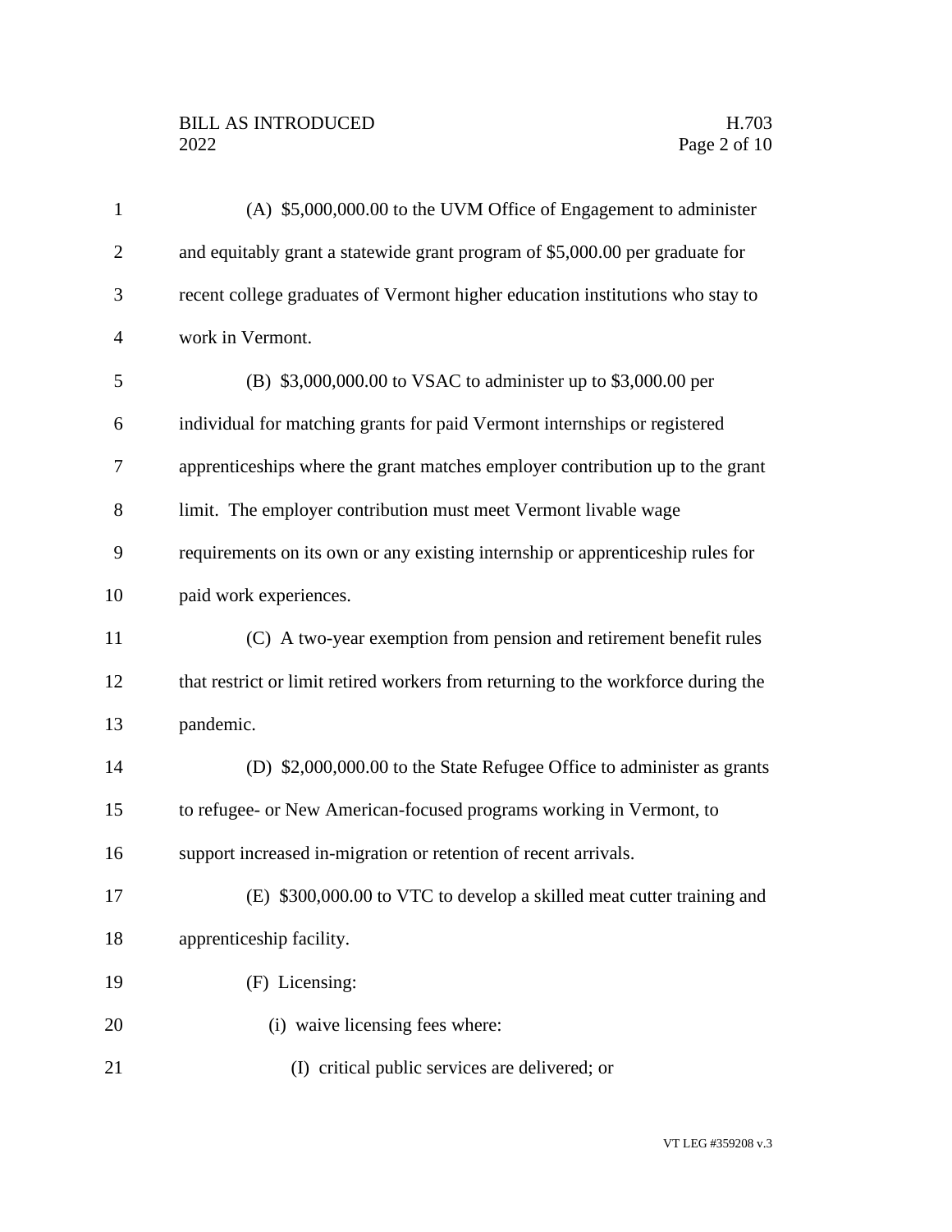(A) $5,000,000.00 to the UVM Office of Engagement to administer and equitably grant a statewide grant program of $5,000.00 per graduate for recent college graduates of Vermont higher education institutions who stay to work in Vermont.

(B) $3,000,000.00 to VSAC to administer up to $3,000.00 per individual for matching grants for paid Vermont internships or registered apprenticeships where the grant matches employer contribution up to the grant limit. The employer contribution must meet Vermont livable wage requirements on its own or any existing internship or apprenticeship rules for paid work experiences.

(C) A two-year exemption from pension and retirement benefit rules that restrict or limit retired workers from returning to the workforce during the pandemic.

(D) $2,000,000.00 to the State Refugee Office to administer as grants to refugee- or New American-focused programs working in Vermont, to support increased in-migration or retention of recent arrivals.

(E) $300,000.00 to VTC to develop a skilled meat cutter training and apprenticeship facility.

(F) Licensing:

(i) waive licensing fees where:

(I) critical public services are delivered; or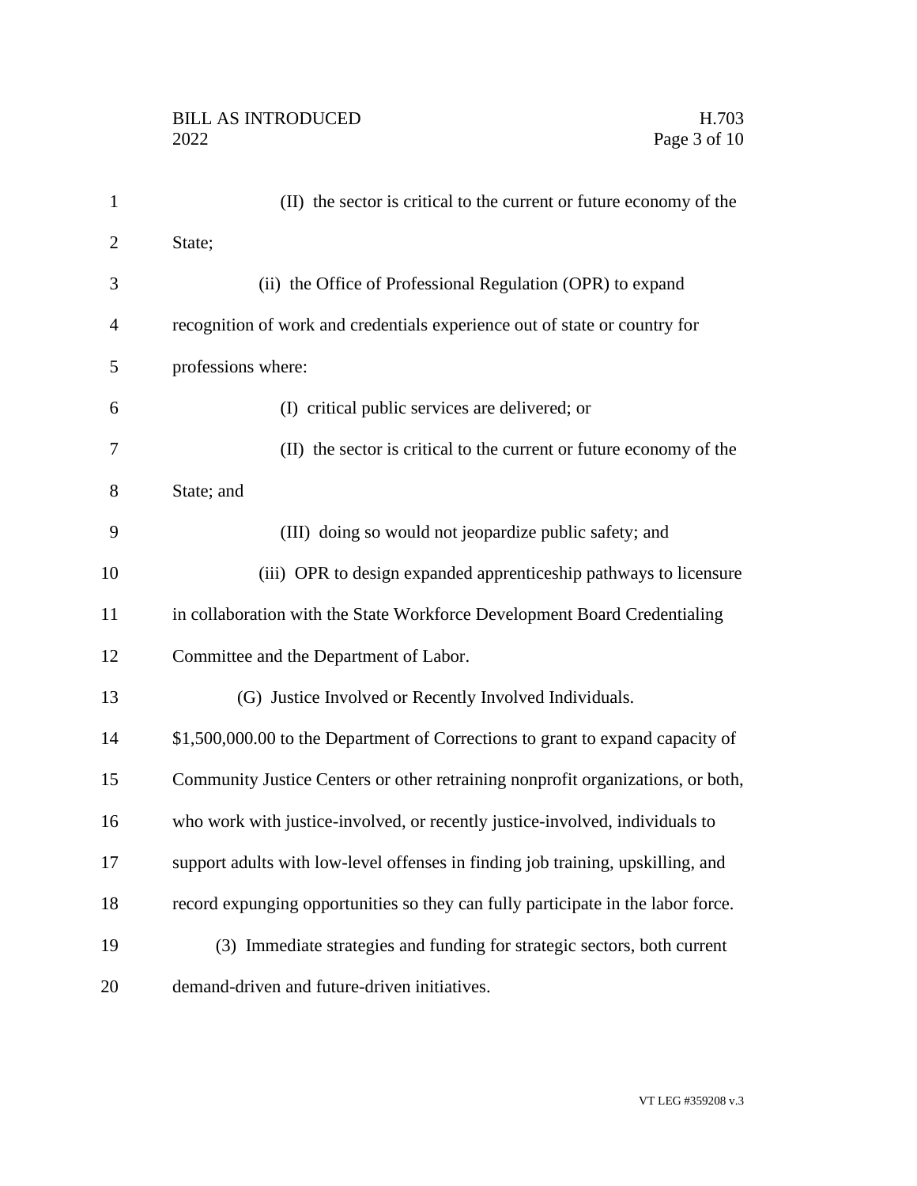(II) the sector is critical to the current or future economy of the State;

(ii) the Office of Professional Regulation (OPR) to expand recognition of work and credentials experience out of state or country for professions where:

(I) critical public services are delivered; or

(II) the sector is critical to the current or future economy of the State; and

(III) doing so would not jeopardize public safety; and

(iii) OPR to design expanded apprenticeship pathways to licensure in collaboration with the State Workforce Development Board Credentialing Committee and the Department of Labor.

(G) Justice Involved or Recently Involved Individuals. $1,500,000.00 to the Department of Corrections to grant to expand capacity of Community Justice Centers or other retraining nonprofit organizations, or both, who work with justice-involved, or recently justice-involved, individuals to support adults with low-level offenses in finding job training, upskilling, and record expunging opportunities so they can fully participate in the labor force.

(3) Immediate strategies and funding for strategic sectors, both current demand-driven and future-driven initiatives.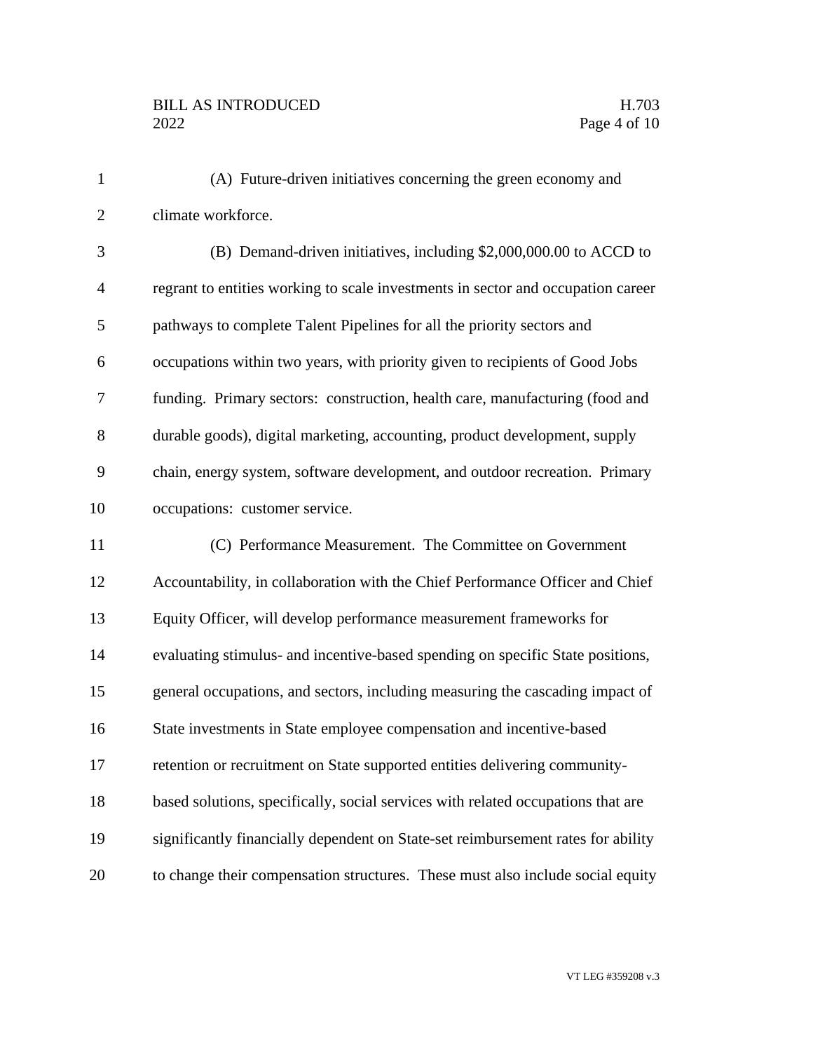(A) Future-driven initiatives concerning the green economy and climate workforce.

(B) Demand-driven initiatives, including $2,000,000.00 to ACCD to regrant to entities working to scale investments in sector and occupation career pathways to complete Talent Pipelines for all the priority sectors and occupations within two years, with priority given to recipients of Good Jobs funding. Primary sectors: construction, health care, manufacturing (food and durable goods), digital marketing, accounting, product development, supply chain, energy system, software development, and outdoor recreation. Primary occupations: customer service.

(C) Performance Measurement. The Committee on Government Accountability, in collaboration with the Chief Performance Officer and Chief Equity Officer, will develop performance measurement frameworks for evaluating stimulus- and incentive-based spending on specific State positions, general occupations, and sectors, including measuring the cascading impact of State investments in State employee compensation and incentive-based retention or recruitment on State supported entities delivering community-based solutions, specifically, social services with related occupations that are significantly financially dependent on State-set reimbursement rates for ability to change their compensation structures. These must also include social equity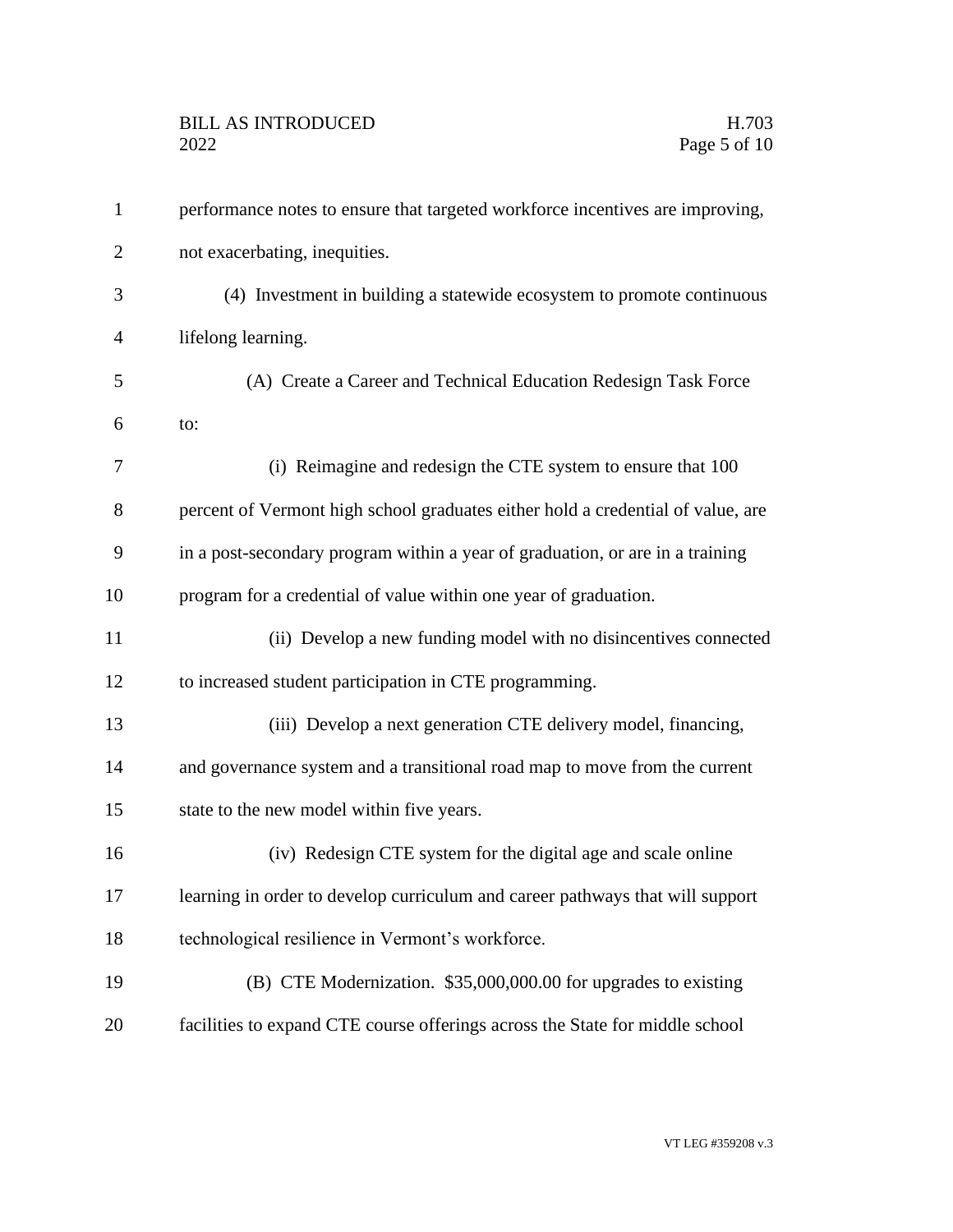performance notes to ensure that targeted workforce incentives are improving, not exacerbating, inequities.

(4) Investment in building a statewide ecosystem to promote continuous lifelong learning.

(A) Create a Career and Technical Education Redesign Task Force to:

(i) Reimagine and redesign the CTE system to ensure that 100 percent of Vermont high school graduates either hold a credential of value, are in a post-secondary program within a year of graduation, or are in a training program for a credential of value within one year of graduation.

(ii) Develop a new funding model with no disincentives connected to increased student participation in CTE programming.

(iii) Develop a next generation CTE delivery model, financing, and governance system and a transitional road map to move from the current state to the new model within five years.

(iv) Redesign CTE system for the digital age and scale online learning in order to develop curriculum and career pathways that will support technological resilience in Vermont's workforce.

(B) CTE Modernization. $35,000,000.00 for upgrades to existing facilities to expand CTE course offerings across the State for middle school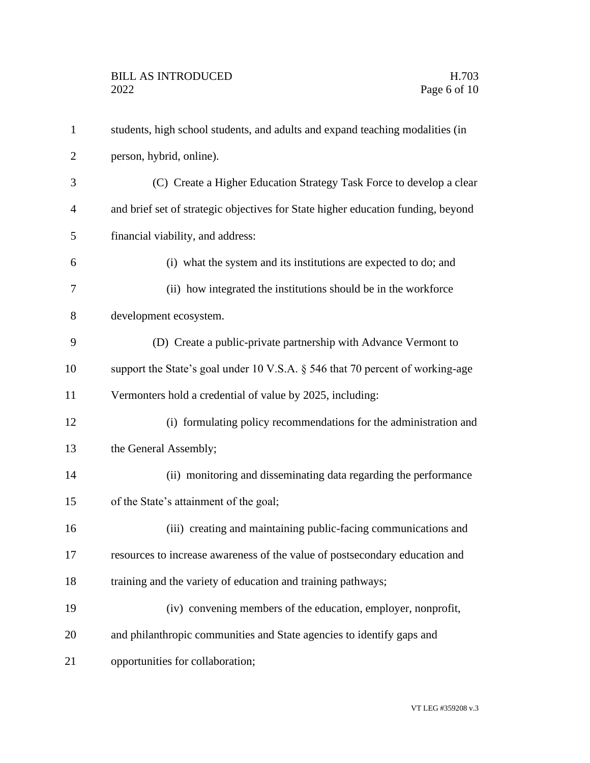students, high school students, and adults and expand teaching modalities (in person, hybrid, online).

(C) Create a Higher Education Strategy Task Force to develop a clear and brief set of strategic objectives for State higher education funding, beyond financial viability, and address:

(i) what the system and its institutions are expected to do; and

(ii) how integrated the institutions should be in the workforce development ecosystem.

(D) Create a public-private partnership with Advance Vermont to support the State's goal under 10 V.S.A. § 546 that 70 percent of working-age Vermonters hold a credential of value by 2025, including:

(i) formulating policy recommendations for the administration and the General Assembly;

(ii) monitoring and disseminating data regarding the performance of the State's attainment of the goal;

(iii) creating and maintaining public-facing communications and resources to increase awareness of the value of postsecondary education and training and the variety of education and training pathways;

(iv) convening members of the education, employer, nonprofit, and philanthropic communities and State agencies to identify gaps and opportunities for collaboration;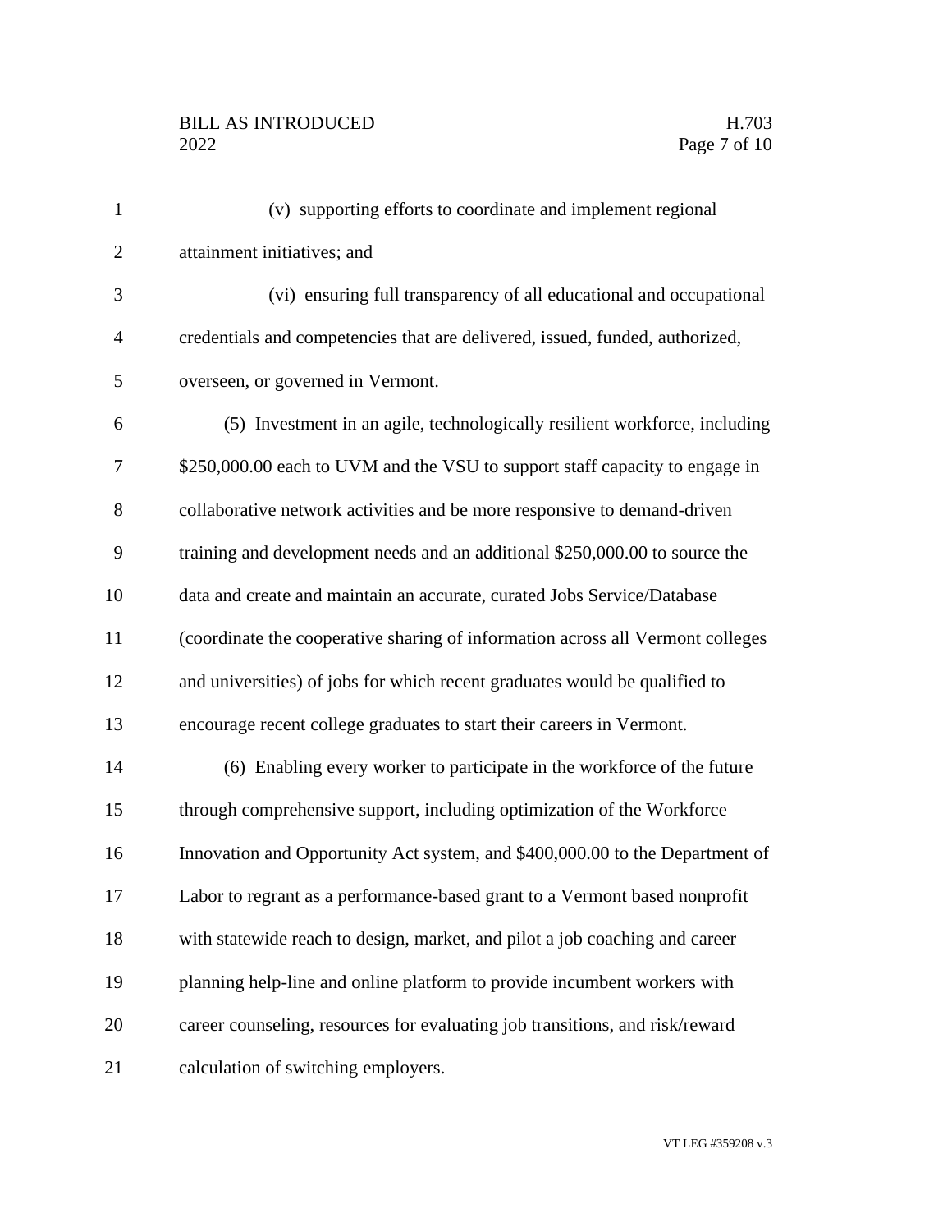(v) supporting efforts to coordinate and implement regional attainment initiatives; and

(vi) ensuring full transparency of all educational and occupational credentials and competencies that are delivered, issued, funded, authorized, overseen, or governed in Vermont.

(5) Investment in an agile, technologically resilient workforce, including $250,000.00 each to UVM and the VSU to support staff capacity to engage in collaborative network activities and be more responsive to demand-driven training and development needs and an additional $250,000.00 to source the data and create and maintain an accurate, curated Jobs Service/Database (coordinate the cooperative sharing of information across all Vermont colleges and universities) of jobs for which recent graduates would be qualified to encourage recent college graduates to start their careers in Vermont.

(6) Enabling every worker to participate in the workforce of the future through comprehensive support, including optimization of the Workforce Innovation and Opportunity Act system, and $400,000.00 to the Department of Labor to regrant as a performance-based grant to a Vermont based nonprofit with statewide reach to design, market, and pilot a job coaching and career planning help-line and online platform to provide incumbent workers with career counseling, resources for evaluating job transitions, and risk/reward calculation of switching employers.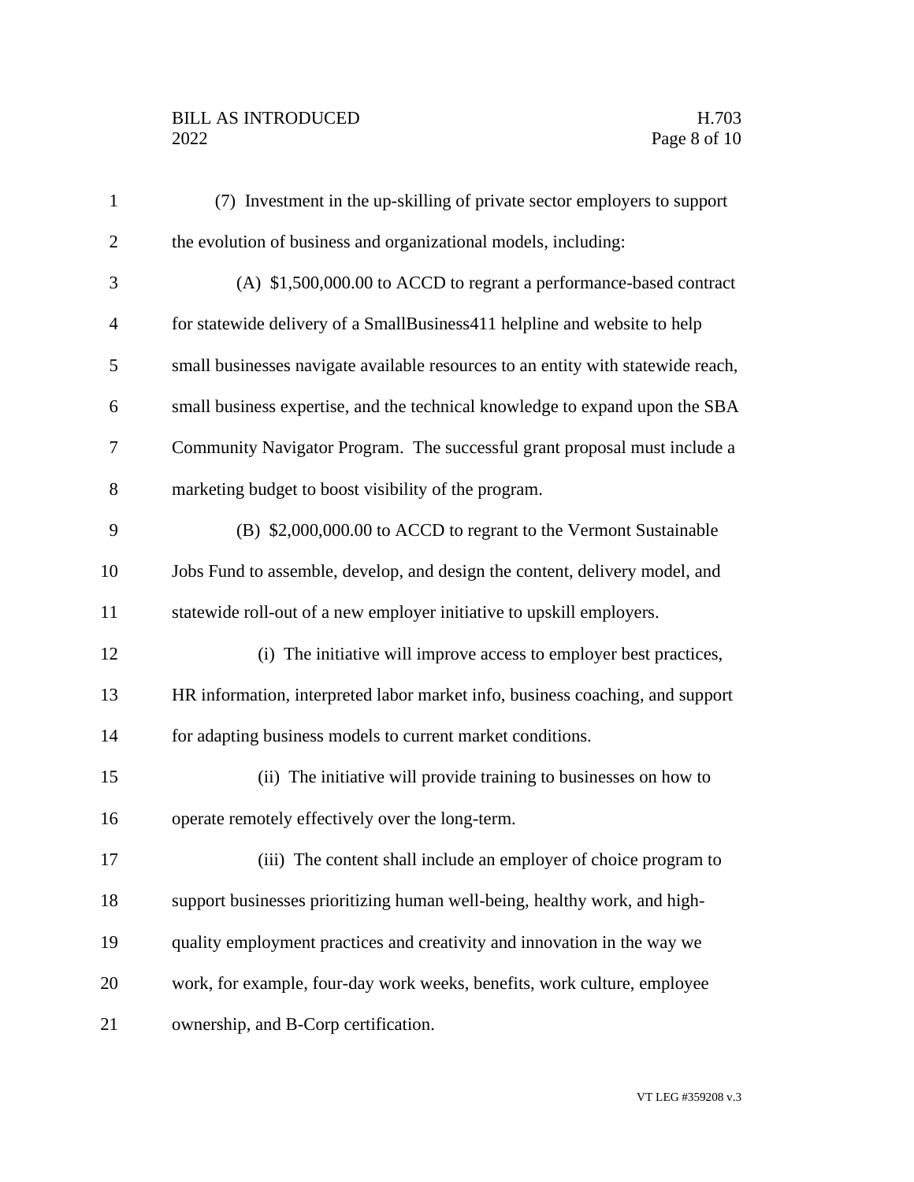(7) Investment in the up-skilling of private sector employers to support the evolution of business and organizational models, including:

(A) $1,500,000.00 to ACCD to regrant a performance-based contract for statewide delivery of a SmallBusiness411 helpline and website to help small businesses navigate available resources to an entity with statewide reach, small business expertise, and the technical knowledge to expand upon the SBA Community Navigator Program. The successful grant proposal must include a marketing budget to boost visibility of the program.

(B) $2,000,000.00 to ACCD to regrant to the Vermont Sustainable Jobs Fund to assemble, develop, and design the content, delivery model, and statewide roll-out of a new employer initiative to upskill employers.

(i) The initiative will improve access to employer best practices, HR information, interpreted labor market info, business coaching, and support for adapting business models to current market conditions.

(ii) The initiative will provide training to businesses on how to operate remotely effectively over the long-term.

(iii) The content shall include an employer of choice program to support businesses prioritizing human well-being, healthy work, and high-quality employment practices and creativity and innovation in the way we work, for example, four-day work weeks, benefits, work culture, employee ownership, and B-Corp certification.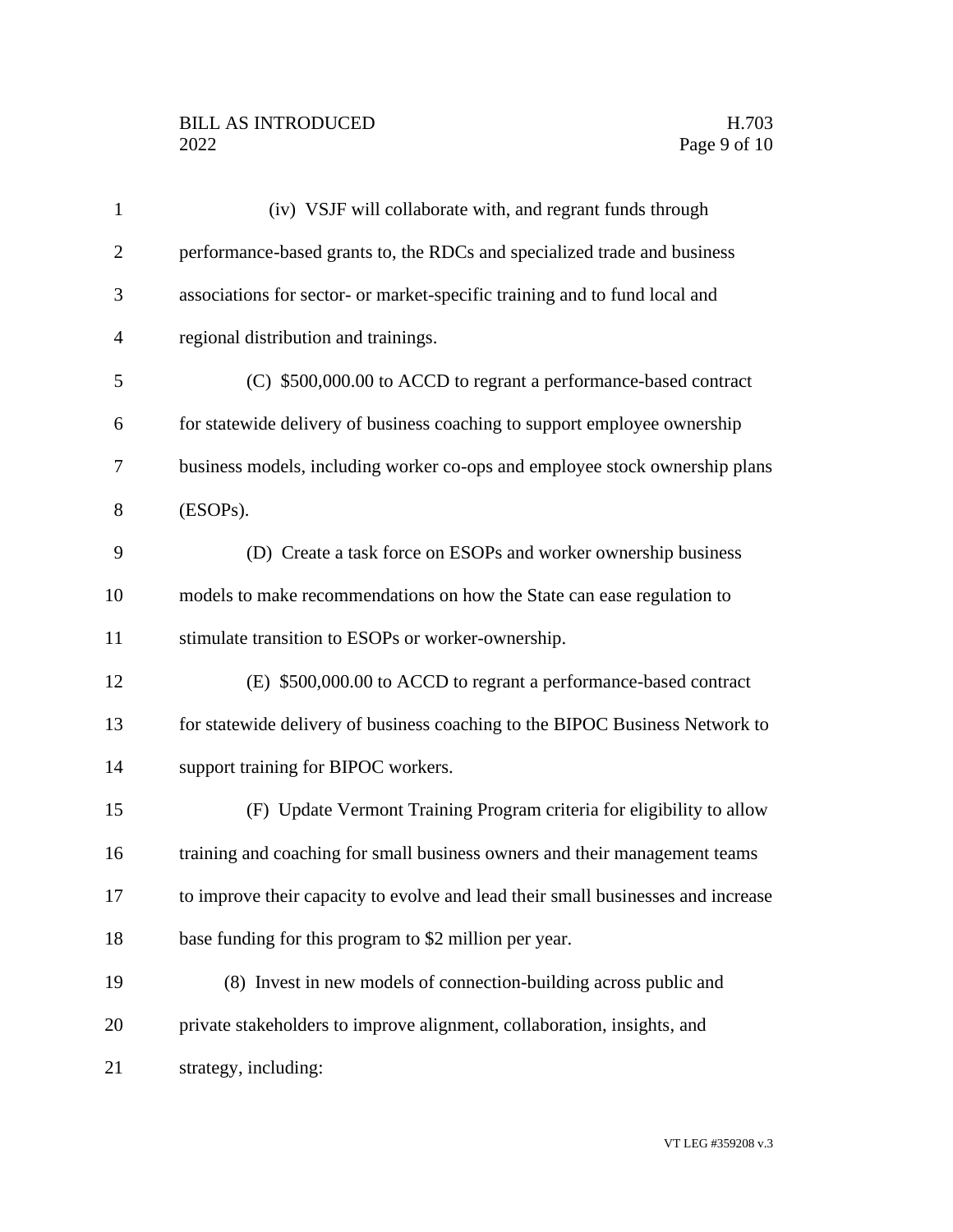(iv) VSJF will collaborate with, and regrant funds through performance-based grants to, the RDCs and specialized trade and business associations for sector- or market-specific training and to fund local and regional distribution and trainings.

(C) $500,000.00 to ACCD to regrant a performance-based contract for statewide delivery of business coaching to support employee ownership business models, including worker co-ops and employee stock ownership plans (ESOPs).

(D) Create a task force on ESOPs and worker ownership business models to make recommendations on how the State can ease regulation to stimulate transition to ESOPs or worker-ownership.

(E) $500,000.00 to ACCD to regrant a performance-based contract for statewide delivery of business coaching to the BIPOC Business Network to support training for BIPOC workers.

(F) Update Vermont Training Program criteria for eligibility to allow training and coaching for small business owners and their management teams to improve their capacity to evolve and lead their small businesses and increase base funding for this program to $2 million per year.

(8) Invest in new models of connection-building across public and private stakeholders to improve alignment, collaboration, insights, and strategy, including: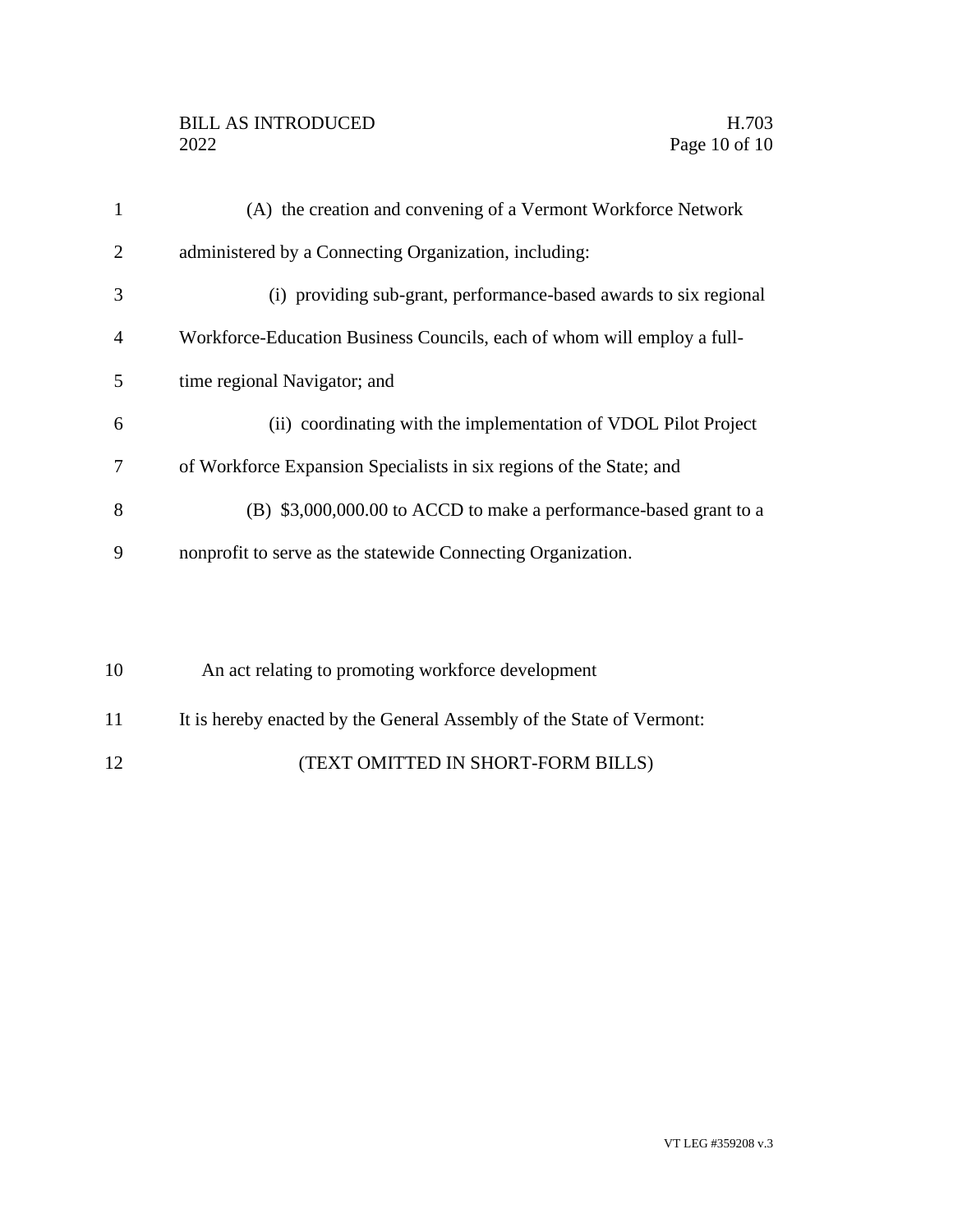(A) the creation and convening of a Vermont Workforce Network administered by a Connecting Organization, including:

(i) providing sub-grant, performance-based awards to six regional Workforce-Education Business Councils, each of whom will employ a full-time regional Navigator; and

(ii) coordinating with the implementation of VDOL Pilot Project of Workforce Expansion Specialists in six regions of the State; and

(B) $3,000,000.00 to ACCD to make a performance-based grant to a nonprofit to serve as the statewide Connecting Organization.

An act relating to promoting workforce development

It is hereby enacted by the General Assembly of the State of Vermont:

(TEXT OMITTED IN SHORT-FORM BILLS)